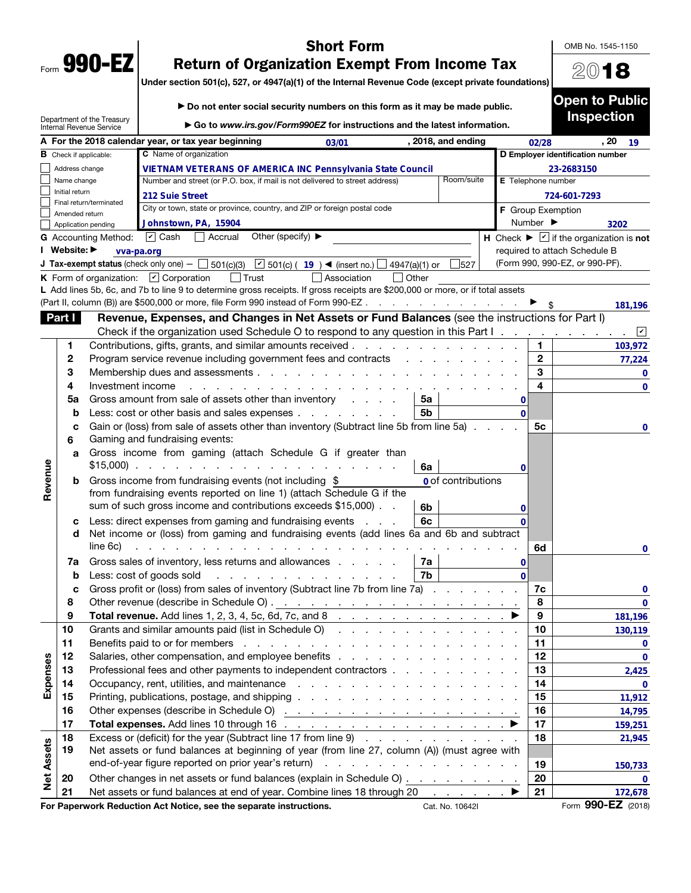Form **990-EZ**

# Short Form
# Return of Organization Exempt From Income Tax

**Under section 501(c), 527, or 4947(a)(1) of the Internal Revenue Code (except private foundations)**

▶ Do not enter social security numbers on this form as it may be made public.

▶ Go to *www.irs.gov/Form990EZ* for instructions and the latest information.

Department of the Treasury
Internal Revenue Service

OMB No. 1545-1150

**2018**

**Open to Public Inspection**

**A** For the 2018 calendar year, or tax year beginning 03/01, 2018, and ending 02/28, 20 19

**B** Check if applicable:
- ☐ Address change
- ☐ Name change
- ☐ Initial return
- ☐ Final return/terminated
- ☐ Amended return
- ☐ Application pending

**C** Name of organization: **VIETNAM VETERANS OF AMERICA INC Pennsylvania State Council**

Number and street (or P.O. box, if mail is not delivered to street address): **212 Suie Street** Room/suite:

City or town, state or province, country, and ZIP or foreign postal code: **Johnstown, PA, 15904**

**D** Employer identification number: **23-2683150**

**E** Telephone number: **724-601-7293**

**F** Group Exemption Number ▶ **3202**

**G** Accounting Method: ☑ Cash ☐ Accrual Other (specify) ▶

**H** Check ▶ ☑ if the organization is **not** required to attach Schedule B (Form 990, 990-EZ, or 990-PF).

**I** Website: ▶ **vva-pa.org**

**J** Tax-exempt status (check only one) — ☐ 501(c)(3) ☑ 501(c) ( **19** ) ◀ (insert no.) ☐ 4947(a)(1) or ☐ 527

**K** Form of organization: ☑ Corporation ☐ Trust ☐ Association ☐ Other

**L** Add lines 5b, 6c, and 7b to line 9 to determine gross receipts. If gross receipts are $200,000 or more, or if total assets (Part II, column (B)) are $500,000 or more, file Form 990 instead of Form 990-EZ . . . ▶ $ **181,196**

## Part I Revenue, Expenses, and Changes in Net Assets or Fund Balances (see the instructions for Part I)

Check if the organization used Schedule O to respond to any question in this Part I . . . ☑

| Section | Line | Description | Sub-line | Sub-amount | Line | Amount |
|---|---|---|---|---|---|---|
| Revenue | 1 | Contributions, gifts, grants, and similar amounts received | | | 1 | 103,972 |
| | 2 | Program service revenue including government fees and contracts | | | 2 | 77,224 |
| | 3 | Membership dues and assessments | | | 3 | 0 |
| | 4 | Investment income | | | 4 | 0 |
| | 5a | Gross amount from sale of assets other than inventory | 5a | 0 | | |
| | b | Less: cost or other basis and sales expenses | 5b | 0 | | |
| | c | Gain or (loss) from sale of assets other than inventory (Subtract line 5b from line 5a) | | | 5c | 0 |
| | 6 | Gaming and fundraising events: | | | | |
| | a | Gross income from gaming (attach Schedule G if greater than $15,000) | 6a | 0 | | |
| | b | Gross income from fundraising events (not including $ 0 of contributions from fundraising events reported on line 1) (attach Schedule G if the sum of such gross income and contributions exceeds $15,000) | 6b | 0 | | |
| | c | Less: direct expenses from gaming and fundraising events | 6c | 0 | | |
| | d | Net income or (loss) from gaming and fundraising events (add lines 6a and 6b and subtract line 6c) | | | 6d | 0 |
| | 7a | Gross sales of inventory, less returns and allowances | 7a | 0 | | |
| | b | Less: cost of goods sold | 7b | 0 | | |
| | c | Gross profit or (loss) from sales of inventory (Subtract line 7b from line 7a) | | | 7c | 0 |
| | 8 | Other revenue (describe in Schedule O) | | | 8 | 0 |
| | 9 | **Total revenue.** Add lines 1, 2, 3, 4, 5c, 6d, 7c, and 8 ▶ | | | 9 | 181,196 |
| Expenses | 10 | Grants and similar amounts paid (list in Schedule O) | | | 10 | 130,119 |
| | 11 | Benefits paid to or for members | | | 11 | 0 |
| | 12 | Salaries, other compensation, and employee benefits | | | 12 | 0 |
| | 13 | Professional fees and other payments to independent contractors | | | 13 | 2,425 |
| | 14 | Occupancy, rent, utilities, and maintenance | | | 14 | 0 |
| | 15 | Printing, publications, postage, and shipping | | | 15 | 11,912 |
| | 16 | Other expenses (describe in Schedule O) | | | 16 | 14,795 |
| | 17 | **Total expenses.** Add lines 10 through 16 ▶ | | | 17 | 159,251 |
| Net Assets | 18 | Excess or (deficit) for the year (Subtract line 17 from line 9) | | | 18 | 21,945 |
| | 19 | Net assets or fund balances at beginning of year (from line 27, column (A)) (must agree with end-of-year figure reported on prior year's return) | | | 19 | 150,733 |
| | 20 | Other changes in net assets or fund balances (explain in Schedule O) | | | 20 | 0 |
| | 21 | Net assets or fund balances at end of year. Combine lines 18 through 20 ▶ | | | 21 | 172,678 |

**For Paperwork Reduction Act Notice, see the separate instructions.** Cat. No. 10642I Form **990-EZ** (2018)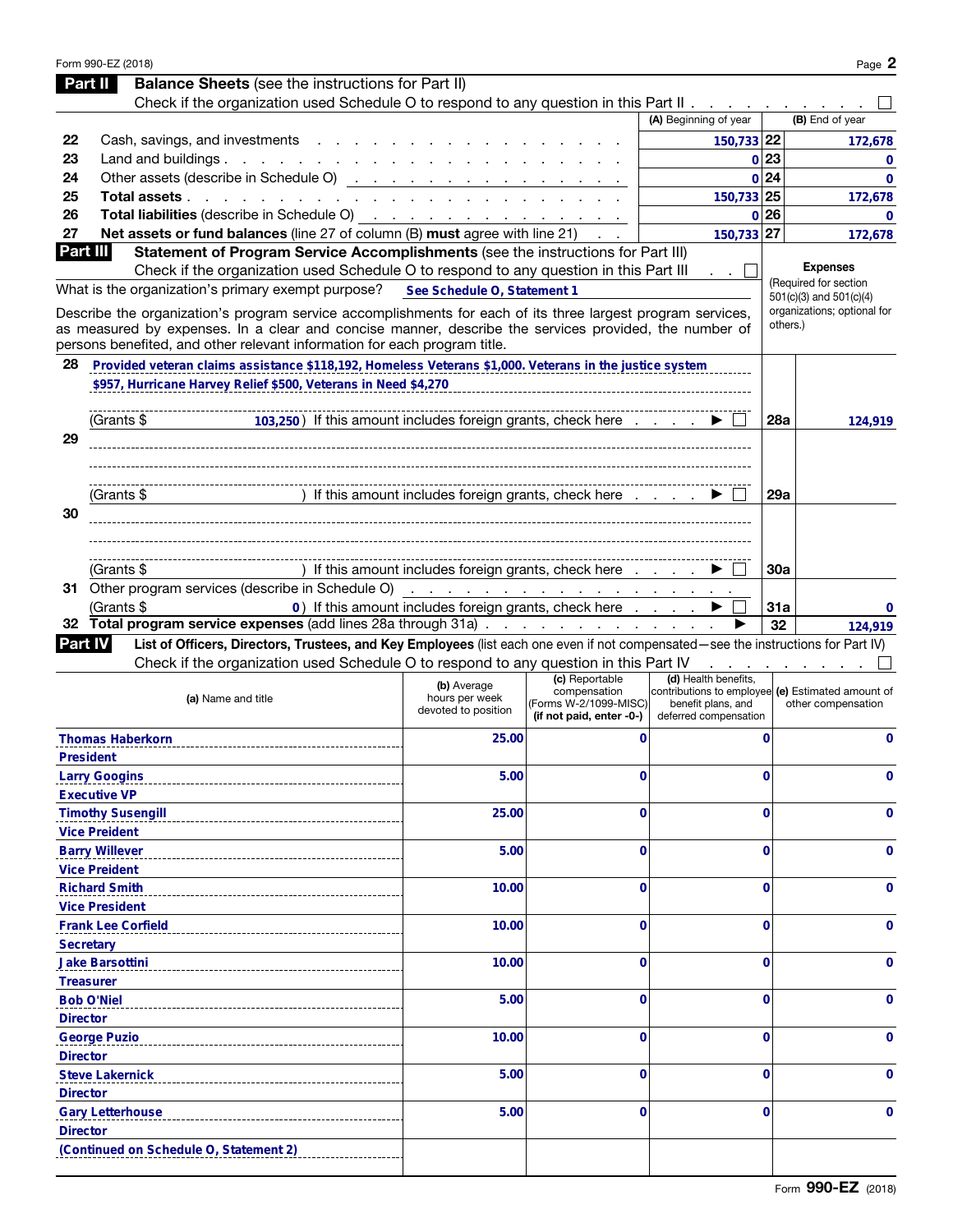## Part II Balance Sheets (see the instructions for Part II)

Check if the organization used Schedule O to respond to any question in this Part II . . . . . . . . . . ☐

| | | (A) Beginning of year | | (B) End of year |
|---|---|---|---|---|
| 22 | Cash, savings, and investments | 150,733 | 22 | 172,678 |
| 23 | Land and buildings | 0 | 23 | 0 |
| 24 | Other assets (describe in Schedule O) | 0 | 24 | 0 |
| 25 | **Total assets** | 150,733 | 25 | 172,678 |
| 26 | **Total liabilities** (describe in Schedule O) | 0 | 26 | 0 |
| 27 | **Net assets or fund balances** (line 27 of column (B) **must** agree with line 21) | 150,733 | 27 | 172,678 |

## Part III Statement of Program Service Accomplishments (see the instructions for Part III)

Check if the organization used Schedule O to respond to any question in this Part III . . ☐

**Expenses** (Required for section 501(c)(3) and 501(c)(4) organizations; optional for others.)

What is the organization's primary exempt purpose? See Schedule O, Statement 1

Describe the organization's program service accomplishments for each of its three largest program services, as measured by expenses. In a clear and concise manner, describe the services provided, the number of persons benefited, and other relevant information for each program title.

| | | | |
|---|---|---|---|
| 28 | Provided veteran claims assistance $118,192, Homeless Veterans $1,000. Veterans in the justice system $957, Hurricane Harvey Relief $500, Veterans in Need $4,270<br>(Grants $ 103,250) If this amount includes foreign grants, check here . . . . ▶ ☐ | 28a | 124,919 |
| 29 | (Grants $ ) If this amount includes foreign grants, check here . . . . ▶ ☐ | 29a | |
| 30 | (Grants $ ) If this amount includes foreign grants, check here . . . . ▶ ☐ | 30a | |
| 31 | Other program services (describe in Schedule O)<br>(Grants $ 0) If this amount includes foreign grants, check here . . . . ▶ ☐ | 31a | 0 |
| 32 | **Total program service expenses** (add lines 28a through 31a) . . . . ▶ | 32 | 124,919 |

## Part IV List of Officers, Directors, Trustees, and Key Employees (list each one even if not compensated—see the instructions for Part IV)

Check if the organization used Schedule O to respond to any question in this Part IV . . . . . . . . ☐

| (a) Name and title | (b) Average hours per week devoted to position | (c) Reportable compensation (Forms W-2/1099-MISC) (if not paid, enter -0-) | (d) Health benefits, contributions to employee benefit plans, and deferred compensation | (e) Estimated amount of other compensation |
|---|---|---|---|---|
| Thomas Haberkorn<br>President | 25.00 | 0 | 0 | 0 |
| Larry Googins<br>Executive VP | 5.00 | 0 | 0 | 0 |
| Timothy Susengill<br>Vice President | 25.00 | 0 | 0 | 0 |
| Barry Willever<br>Vice President | 5.00 | 0 | 0 | 0 |
| Richard Smith<br>Vice President | 10.00 | 0 | 0 | 0 |
| Frank Lee Corfield<br>Secretary | 10.00 | 0 | 0 | 0 |
| Jake Barsottini<br>Treasurer | 10.00 | 0 | 0 | 0 |
| Bob O'Niel<br>Director | 5.00 | 0 | 0 | 0 |
| George Puzio<br>Director | 10.00 | 0 | 0 | 0 |
| Steve Lakernick<br>Director | 5.00 | 0 | 0 | 0 |
| Gary Letterhouse<br>Director | 5.00 | 0 | 0 | 0 |
| (Continued on Schedule O, Statement 2) | | | | |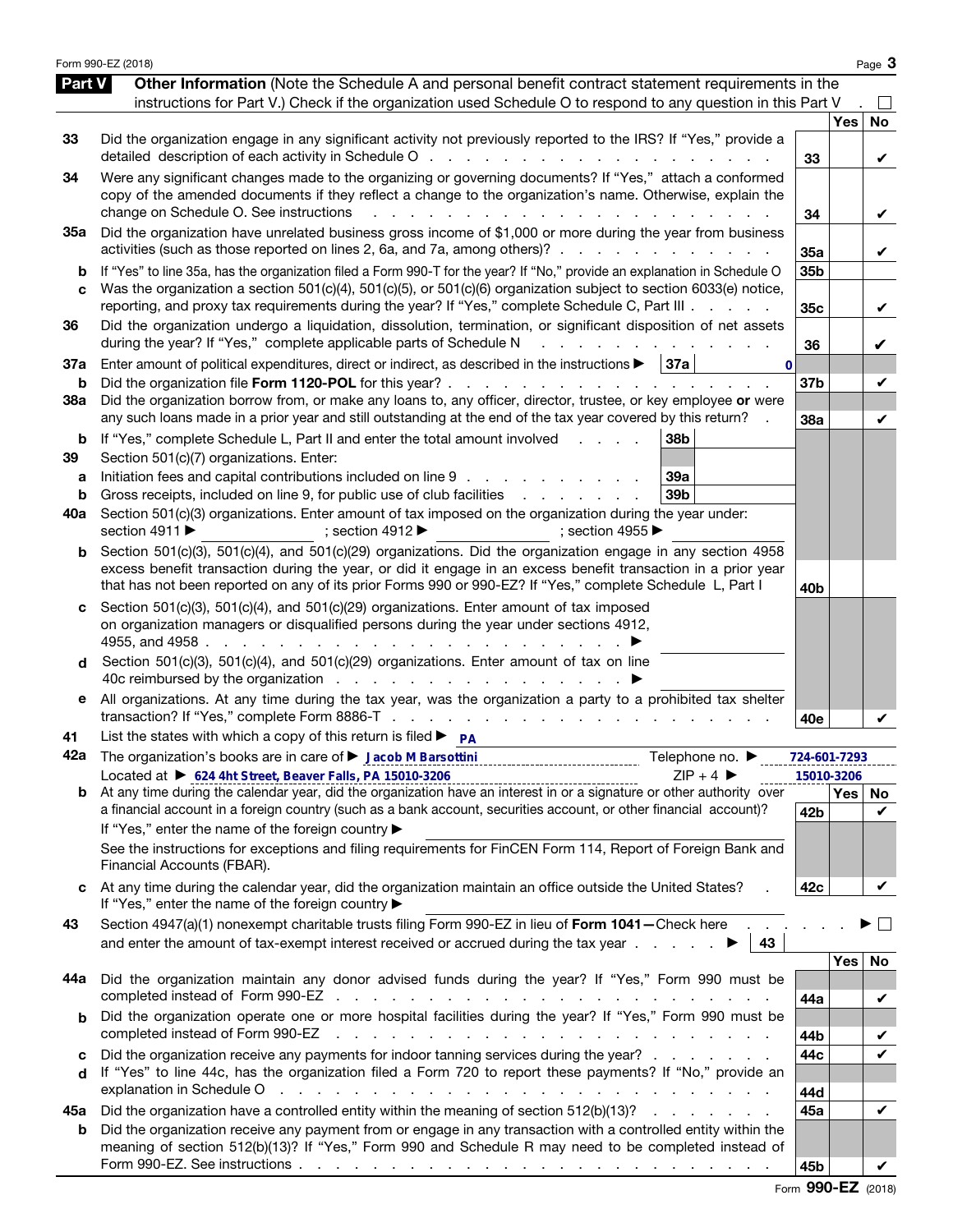Form 990-EZ (2018)

## Part V Other Information

(Note the Schedule A and personal benefit contract statement requirements in the instructions for Part V.) Check if the organization used Schedule O to respond to any question in this Part V . ☐

| Line | Question | | Yes | No |
|---|---|---|---|---|
| 33 | Did the organization engage in any significant activity not previously reported to the IRS? If "Yes," provide a detailed description of each activity in Schedule O | 33 | | ✔ |
| 34 | Were any significant changes made to the organizing or governing documents? If "Yes," attach a conformed copy of the amended documents if they reflect a change to the organization's name. Otherwise, explain the change on Schedule O. See instructions | 34 | | ✔ |
| 35a | Did the organization have unrelated business gross income of $1,000 or more during the year from business activities (such as those reported on lines 2, 6a, and 7a, among others)? | 35a | | ✔ |
| b | If "Yes" to line 35a, has the organization filed a Form 990-T for the year? If "No," provide an explanation in Schedule O | 35b | | |
| c | Was the organization a section 501(c)(4), 501(c)(5), or 501(c)(6) organization subject to section 6033(e) notice, reporting, and proxy tax requirements during the year? If "Yes," complete Schedule C, Part III | 35c | | ✔ |
| 36 | Did the organization undergo a liquidation, dissolution, termination, or significant disposition of net assets during the year? If "Yes," complete applicable parts of Schedule N | 36 | | ✔ |
| 37a | Enter amount of political expenditures, direct or indirect, as described in the instructions ▶ 37a: 0 | | | |
| b | Did the organization file **Form 1120-POL** for this year? | 37b | | ✔ |
| 38a | Did the organization borrow from, or make any loans to, any officer, director, trustee, or key employee **or** were any such loans made in a prior year and still outstanding at the end of the tax year covered by this return? | 38a | | ✔ |
| b | If "Yes," complete Schedule L, Part II and enter the total amount involved ▶ 38b | | | |
| 39 | Section 501(c)(7) organizations. Enter: | | | |
| a | Initiation fees and capital contributions included on line 9 ▶ 39a | | | |
| b | Gross receipts, included on line 9, for public use of club facilities ▶ 39b | | | |
| 40a | Section 501(c)(3) organizations. Enter amount of tax imposed on the organization during the year under: section 4911 ▶ ______ ; section 4912 ▶ ______ ; section 4955 ▶ ______ | | | |
| b | Section 501(c)(3), 501(c)(4), and 501(c)(29) organizations. Did the organization engage in any section 4958 excess benefit transaction during the year, or did it engage in an excess benefit transaction in a prior year that has not been reported on any of its prior Forms 990 or 990-EZ? If "Yes," complete Schedule L, Part I | 40b | | |
| c | Section 501(c)(3), 501(c)(4), and 501(c)(29) organizations. Enter amount of tax imposed on organization managers or disqualified persons during the year under sections 4912, 4955, and 4958 ▶ | | | |
| d | Section 501(c)(3), 501(c)(4), and 501(c)(29) organizations. Enter amount of tax on line 40c reimbursed by the organization ▶ | | | |
| e | All organizations. At any time during the tax year, was the organization a party to a prohibited tax shelter transaction? If "Yes," complete Form 8886-T | 40e | | ✔ |

41 List the states with which a copy of this return is filed ▶ PA

42a The organization's books are in care of ▶ Jacob M Barsottini Telephone no. ▶ 724-601-7293

Located at ▶ 624 4ht Street, Beaver Falls, PA 15010-3206 ZIP + 4 ▶ 15010-3206

| Line | Question | | Yes | No |
|---|---|---|---|---|
| b | At any time during the calendar year, did the organization have an interest in or a signature or other authority over a financial account in a foreign country (such as a bank account, securities account, or other financial account)? If "Yes," enter the name of the foreign country ▶ See the instructions for exceptions and filing requirements for FinCEN Form 114, Report of Foreign Bank and Financial Accounts (FBAR). | 42b | | ✔ |
| c | At any time during the calendar year, did the organization maintain an office outside the United States? If "Yes," enter the name of the foreign country ▶ | 42c | | ✔ |

43 Section 4947(a)(1) nonexempt charitable trusts filing Form 990-EZ in lieu of **Form 1041—**Check here ▶ ☐ and enter the amount of tax-exempt interest received or accrued during the tax year ▶ 43

| Line | Question | | Yes | No |
|---|---|---|---|---|
| 44a | Did the organization maintain any donor advised funds during the year? If "Yes," Form 990 must be completed instead of Form 990-EZ | 44a | | ✔ |
| b | Did the organization operate one or more hospital facilities during the year? If "Yes," Form 990 must be completed instead of Form 990-EZ | 44b | | ✔ |
| c | Did the organization receive any payments for indoor tanning services during the year? | 44c | | ✔ |
| d | If "Yes" to line 44c, has the organization filed a Form 720 to report these payments? If "No," provide an explanation in Schedule O | 44d | | |
| 45a | Did the organization have a controlled entity within the meaning of section 512(b)(13)? | 45a | | ✔ |
| b | Did the organization receive any payment from or engage in any transaction with a controlled entity within the meaning of section 512(b)(13)? If "Yes," Form 990 and Schedule R may need to be completed instead of Form 990-EZ. See instructions | 45b | | ✔ |

Form **990-EZ** (2018)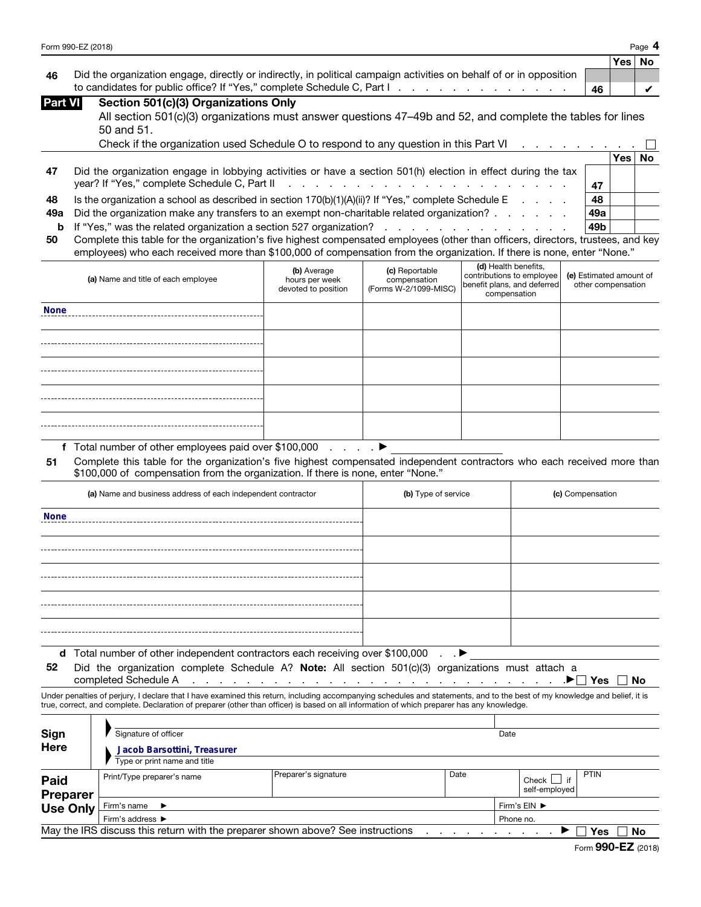| | | | Yes | No |
|---|---|---|---|---|
| 46 | Did the organization engage, directly or indirectly, in political campaign activities on behalf of or in opposition to candidates for public office? If "Yes," complete Schedule C, Part I | 46 | | ✔ |

**Part VI** **Section 501(c)(3) Organizations Only**

All section 501(c)(3) organizations must answer questions 47–49b and 52, and complete the tables for lines 50 and 51.

Check if the organization used Schedule O to respond to any question in this Part VI ☐

| | | | Yes | No |
|---|---|---|---|---|
| 47 | Did the organization engage in lobbying activities or have a section 501(h) election in effect during the tax year? If "Yes," complete Schedule C, Part II | 47 | | |
| 48 | Is the organization a school as described in section 170(b)(1)(A)(ii)? If "Yes," complete Schedule E | 48 | | |
| 49a | Did the organization make any transfers to an exempt non-charitable related organization? | 49a | | |
| b | If "Yes," was the related organization a section 527 organization? | 49b | | |

**50** Complete this table for the organization's five highest compensated employees (other than officers, directors, trustees, and key employees) who each received more than $100,000 of compensation from the organization. If there is none, enter "None."

| (a) Name and title of each employee | (b) Average hours per week devoted to position | (c) Reportable compensation (Forms W-2/1099-MISC) | (d) Health benefits, contributions to employee benefit plans, and deferred compensation | (e) Estimated amount of other compensation |
|---|---|---|---|---|
| None | | | | |
| | | | | |
| | | | | |
| | | | | |
| | | | | |

**f** Total number of other employees paid over $100,000 ▶

**51** Complete this table for the organization's five highest compensated independent contractors who each received more than $100,000 of compensation from the organization. If there is none, enter "None."

| (a) Name and business address of each independent contractor | (b) Type of service | (c) Compensation |
|---|---|---|
| None | | |
| | | |
| | | |
| | | |
| | | |

**d** Total number of other independent contractors each receiving over $100,000 ▶

**52** Did the organization complete Schedule A? **Note:** All section 501(c)(3) organizations must attach a completed Schedule A ▶ ☐ Yes ☐ No

Under penalties of perjury, I declare that I have examined this return, including accompanying schedules and statements, and to the best of my knowledge and belief, it is true, correct, and complete. Declaration of preparer (other than officer) is based on all information of which preparer has any knowledge.

**Sign Here**

Signature of officer | Date

Jacob Barsottini, Treasurer

Type or print name and title

**Paid Preparer Use Only**

| Print/Type preparer's name | Preparer's signature | Date | Check ☐ if self-employed | PTIN |
|---|---|---|---|---|
| Firm's name ▶ | | | Firm's EIN ▶ | |
| Firm's address ▶ | | | Phone no. | |

May the IRS discuss this return with the preparer shown above? See instructions ▶ ☐ Yes ☐ No

Form **990-EZ** (2018)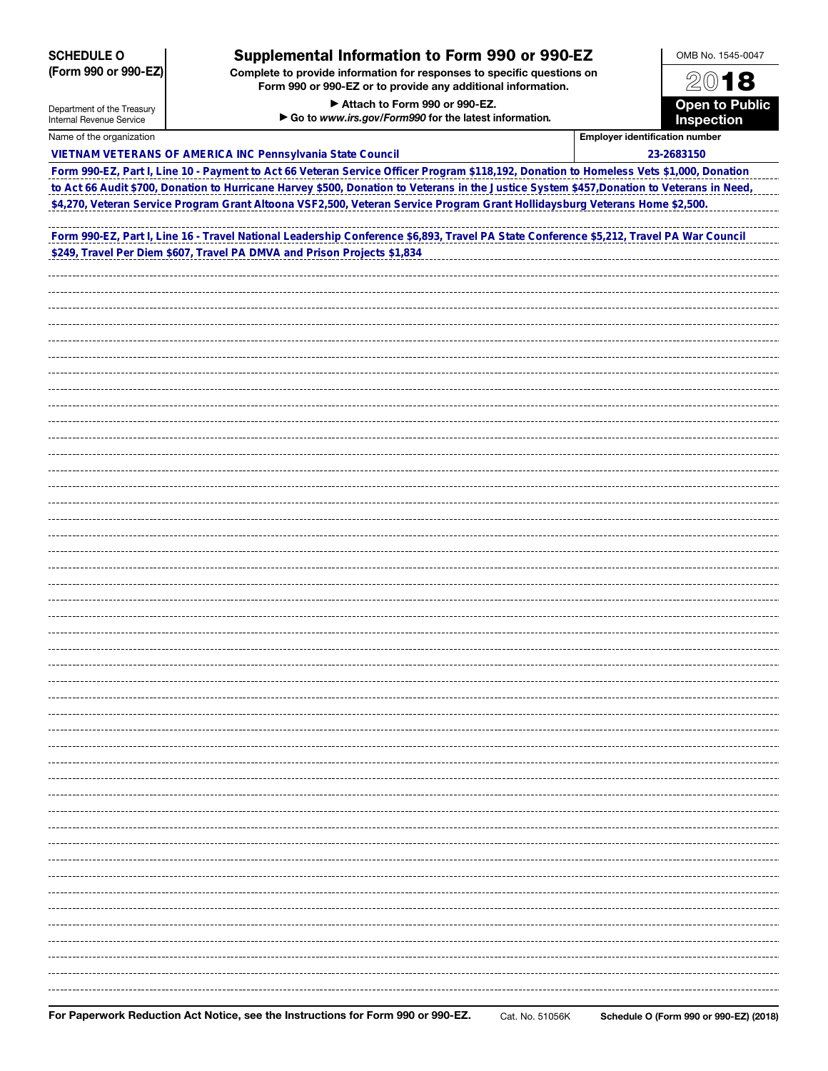**SCHEDULE O (Form 990 or 990-EZ)**

Department of the Treasury
Internal Revenue Service

# Supplemental Information to Form 990 or 990-EZ

**Complete to provide information for responses to specific questions on Form 990 or 990-EZ or to provide any additional information.**

**▶ Attach to Form 990 or 990-EZ.**

**▶ Go to *www.irs.gov/Form990* for the latest information.**

OMB No. 1545-0047

**2018**

**Open to Public Inspection**

| Name of the organization | Employer identification number |
|---|---|
| VIETNAM VETERANS OF AMERICA INC Pennsylvania State Council | 23-2683150 |

Form 990-EZ, Part I, Line 10 - Payment to Act 66 Veteran Service Officer Program $118,192, Donation to Homeless Vets $1,000, Donation to Act 66 Audit $700, Donation to Hurricane Harvey $500, Donation to Veterans in the Justice System $457,Donation to Veterans in Need, $4,270, Veteran Service Program Grant Altoona VSF2,500, Veteran Service Program Grant Hollidaysburg Veterans Home $2,500.

Form 990-EZ, Part I, Line 16 - Travel National Leadership Conference $6,893, Travel PA State Conference $5,212, Travel PA War Council $249, Travel Per Diem $607, Travel PA DMVA and Prison Projects $1,834

**For Paperwork Reduction Act Notice, see the Instructions for Form 990 or 990-EZ.** Cat. No. 51056K **Schedule O (Form 990 or 990-EZ) (2018)**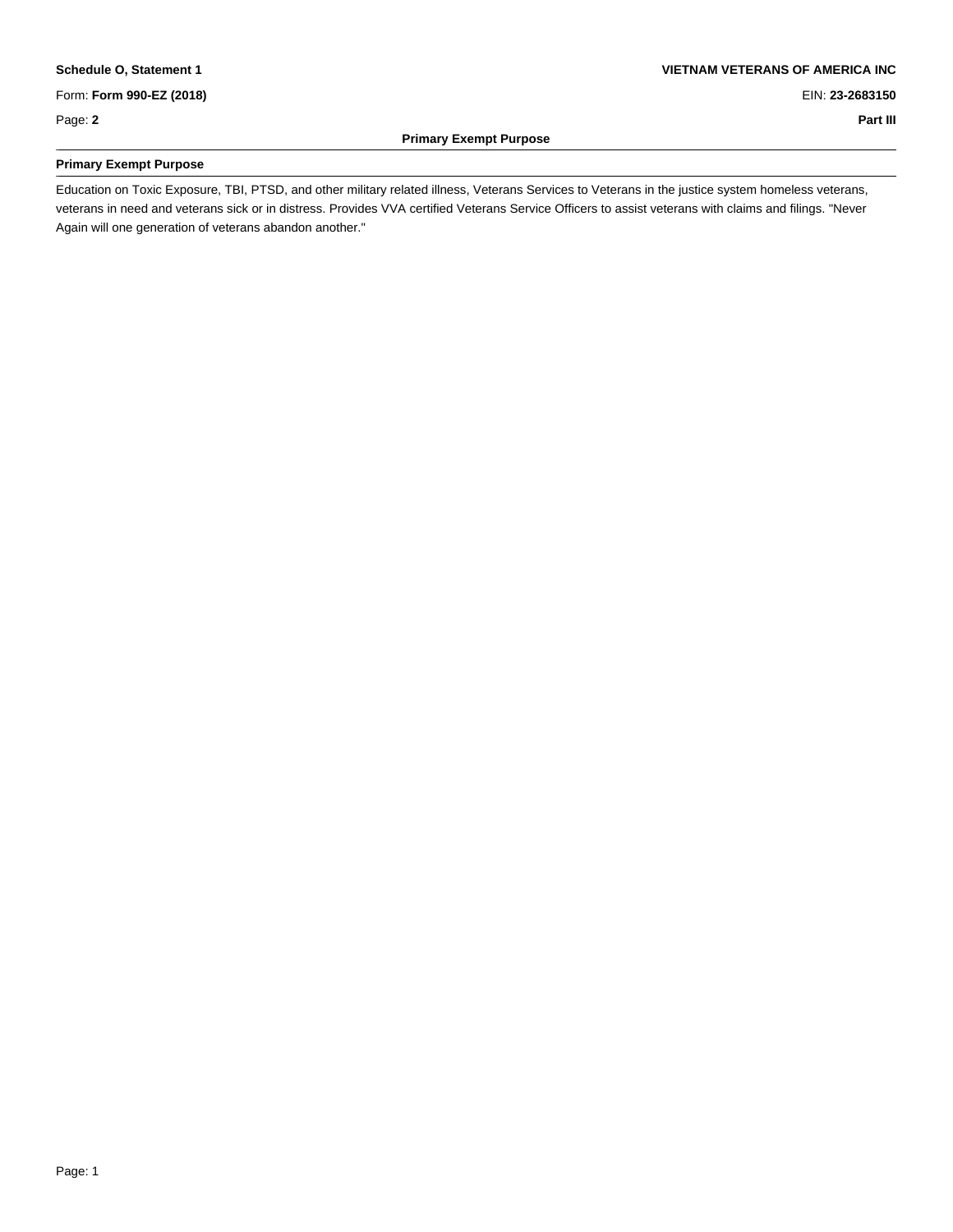**Schedule O, Statement 1** | **VIETNAM VETERANS OF AMERICA INC**

Form: **Form 990-EZ (2018)** | EIN: **23-2683150**

Page: **2** | **Part III**

## Primary Exempt Purpose

### Primary Exempt Purpose

Education on Toxic Exposure, TBI, PTSD, and other military related illness, Veterans Services to Veterans in the justice system homeless veterans, veterans in need and veterans sick or in distress. Provides VVA certified Veterans Service Officers to assist veterans with claims and filings. "Never Again will one generation of veterans abandon another."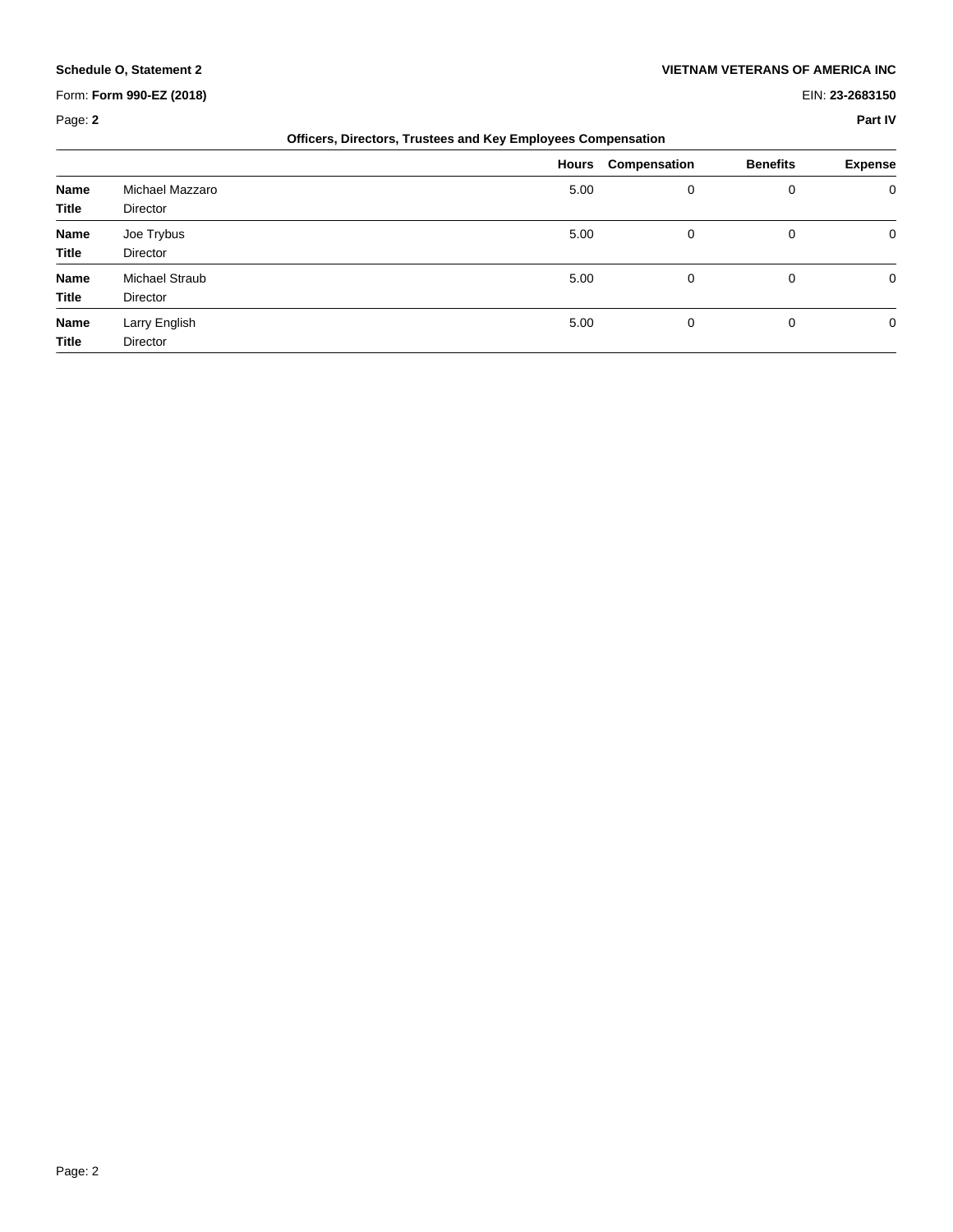**Schedule O, Statement 2**

**VIETNAM VETERANS OF AMERICA INC**

Form: **Form 990-EZ (2018)**

EIN: **23-2683150**

Page: **2**

**Part IV**

### Officers, Directors, Trustees and Key Employees Compensation

| | | Hours | Compensation | Benefits | Expense |
|---|---|---|---|---|---|
| **Name** | Michael Mazzaro | 5.00 | 0 | 0 | 0 |
| **Title** | Director | | | | |
| **Name** | Joe Trybus | 5.00 | 0 | 0 | 0 |
| **Title** | Director | | | | |
| **Name** | Michael Straub | 5.00 | 0 | 0 | 0 |
| **Title** | Director | | | | |
| **Name** | Larry English | 5.00 | 0 | 0 | 0 |
| **Title** | Director | | | | |